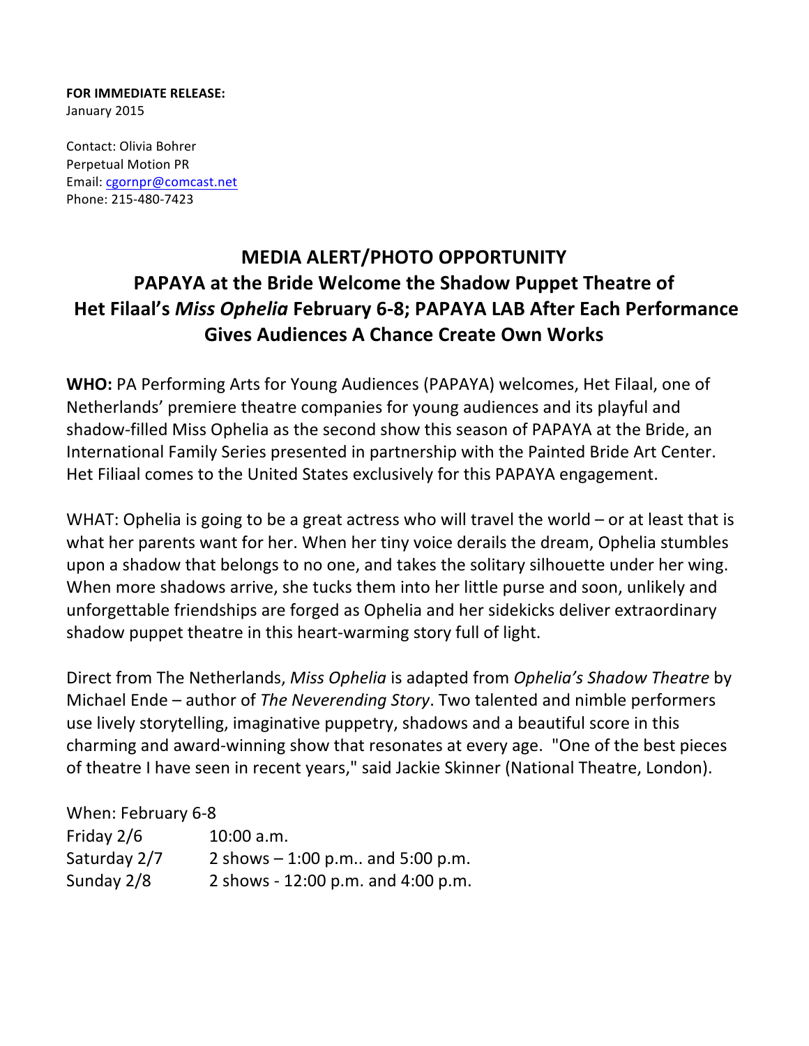**FOR IMMEDIATE RELEASE:**
January 2015

Contact: Olivia Bohrer
Perpetual Motion PR
Email: cgornpr@comcast.net
Phone: 215-480-7423

# MEDIA ALERT/PHOTO OPPORTUNITY
# PAPAYA at the Bride Welcome the Shadow Puppet Theatre of Het Filaal's *Miss Ophelia* February 6-8; PAPAYA LAB After Each Performance Gives Audiences A Chance Create Own Works

**WHO:** PA Performing Arts for Young Audiences (PAPAYA) welcomes, Het Filaal, one of Netherlands' premiere theatre companies for young audiences and its playful and shadow-filled Miss Ophelia as the second show this season of PAPAYA at the Bride, an International Family Series presented in partnership with the Painted Bride Art Center. Het Filiaal comes to the United States exclusively for this PAPAYA engagement.

WHAT: Ophelia is going to be a great actress who will travel the world – or at least that is what her parents want for her. When her tiny voice derails the dream, Ophelia stumbles upon a shadow that belongs to no one, and takes the solitary silhouette under her wing. When more shadows arrive, she tucks them into her little purse and soon, unlikely and unforgettable friendships are forged as Ophelia and her sidekicks deliver extraordinary shadow puppet theatre in this heart-warming story full of light.

Direct from The Netherlands, *Miss Ophelia* is adapted from *Ophelia's Shadow Theatre* by Michael Ende – author of *The Neverending Story*. Two talented and nimble performers use lively storytelling, imaginative puppetry, shadows and a beautiful score in this charming and award-winning show that resonates at every age. "One of the best pieces of theatre I have seen in recent years," said Jackie Skinner (National Theatre, London).

When: February 6-8

| | |
|---|---|
| Friday 2/6 | 10:00 a.m. |
| Saturday 2/7 | 2 shows – 1:00 p.m.. and 5:00 p.m. |
| Sunday 2/8 | 2 shows - 12:00 p.m. and 4:00 p.m. |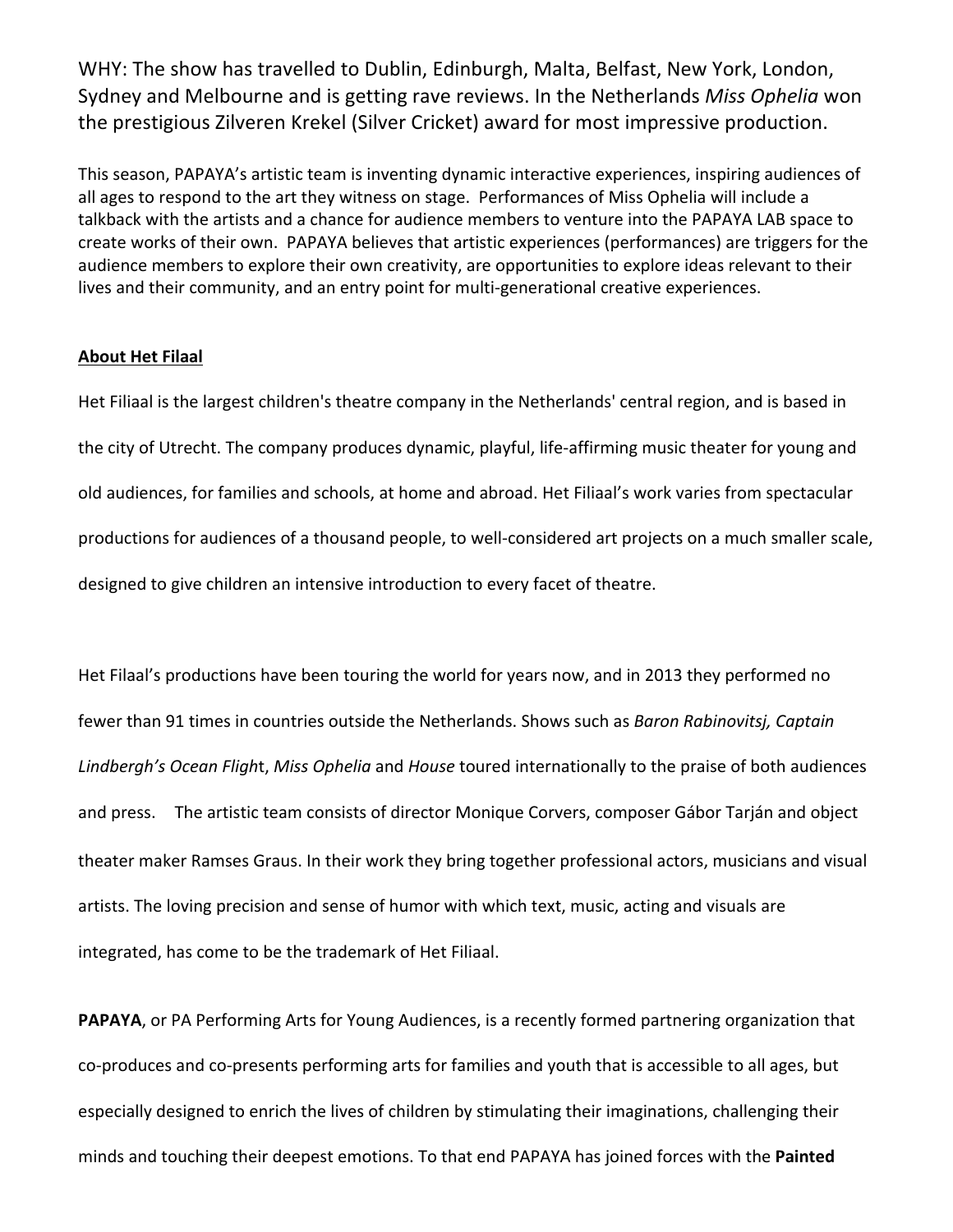WHY: The show has travelled to Dublin, Edinburgh, Malta, Belfast, New York, London, Sydney and Melbourne and is getting rave reviews. In the Netherlands *Miss Ophelia* won the prestigious Zilveren Krekel (Silver Cricket) award for most impressive production.

This season, PAPAYA's artistic team is inventing dynamic interactive experiences, inspiring audiences of all ages to respond to the art they witness on stage. Performances of Miss Ophelia will include a talkback with the artists and a chance for audience members to venture into the PAPAYA LAB space to create works of their own. PAPAYA believes that artistic experiences (performances) are triggers for the audience members to explore their own creativity, are opportunities to explore ideas relevant to their lives and their community, and an entry point for multi-generational creative experiences.

## About Het Filaal

Het Filiaal is the largest children's theatre company in the Netherlands' central region, and is based in the city of Utrecht. The company produces dynamic, playful, life-affirming music theater for young and old audiences, for families and schools, at home and abroad. Het Filiaal's work varies from spectacular productions for audiences of a thousand people, to well-considered art projects on a much smaller scale, designed to give children an intensive introduction to every facet of theatre.

Het Filaal's productions have been touring the world for years now, and in 2013 they performed no fewer than 91 times in countries outside the Netherlands. Shows such as *Baron Rabinovitsj, Captain Lindbergh's Ocean Flight*, *Miss Ophelia* and *House* toured internationally to the praise of both audiences and press. The artistic team consists of director Monique Corvers, composer Gábor Tarján and object theater maker Ramses Graus. In their work they bring together professional actors, musicians and visual artists. The loving precision and sense of humor with which text, music, acting and visuals are integrated, has come to be the trademark of Het Filiaal.

**PAPAYA**, or PA Performing Arts for Young Audiences, is a recently formed partnering organization that co-produces and co-presents performing arts for families and youth that is accessible to all ages, but especially designed to enrich the lives of children by stimulating their imaginations, challenging their minds and touching their deepest emotions. To that end PAPAYA has joined forces with the **Painted**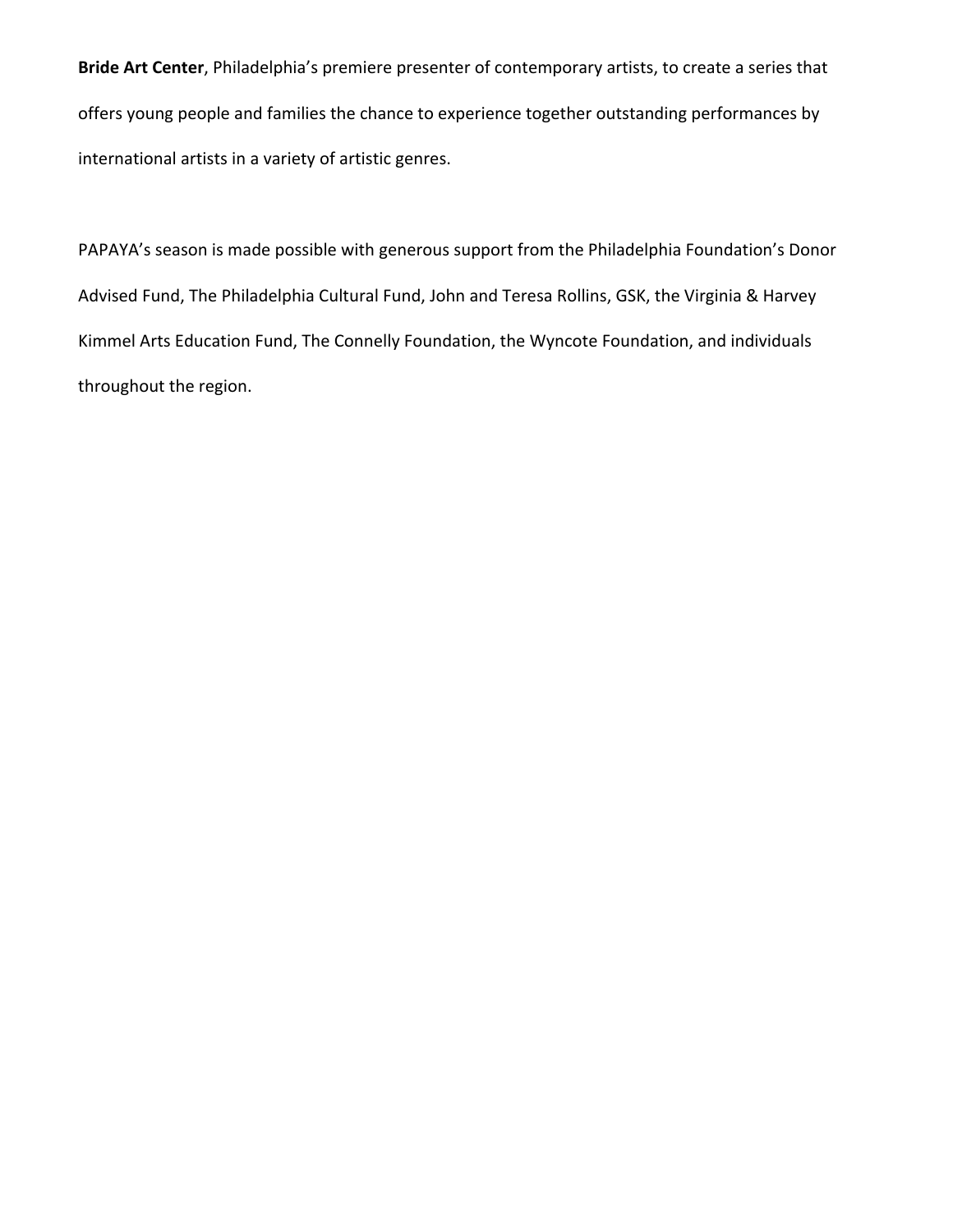**Bride Art Center**, Philadelphia's premiere presenter of contemporary artists, to create a series that offers young people and families the chance to experience together outstanding performances by international artists in a variety of artistic genres.

PAPAYA's season is made possible with generous support from the Philadelphia Foundation's Donor Advised Fund, The Philadelphia Cultural Fund, John and Teresa Rollins, GSK, the Virginia & Harvey Kimmel Arts Education Fund, The Connelly Foundation, the Wyncote Foundation, and individuals throughout the region.